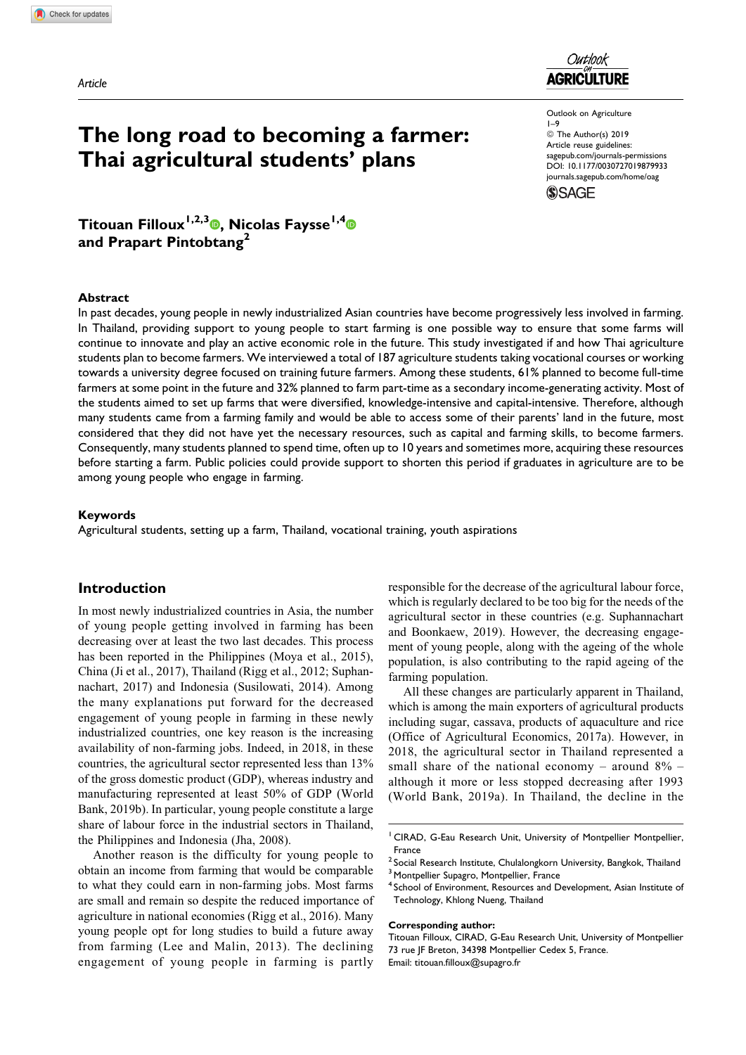Article

# The long road to becoming a farmer: Thai agricultural students' plans

**Titouan Filloux[1,2,3], Nicolas Faysse[1,4] and Prapart Pintobtang[2]**

Outlook on Agriculture
1–9
© The Author(s) 2019
Article reuse guidelines:
sagepub.com/journals-permissions
DOI: 10.1177/0030727019879933
journals.sagepub.com/home/oag

## Abstract

In past decades, young people in newly industrialized Asian countries have become progressively less involved in farming. In Thailand, providing support to young people to start farming is one possible way to ensure that some farms will continue to innovate and play an active economic role in the future. This study investigated if and how Thai agriculture students plan to become farmers. We interviewed a total of 187 agriculture students taking vocational courses or working towards a university degree focused on training future farmers. Among these students, 61% planned to become full-time farmers at some point in the future and 32% planned to farm part-time as a secondary income-generating activity. Most of the students aimed to set up farms that were diversified, knowledge-intensive and capital-intensive. Therefore, although many students came from a farming family and would be able to access some of their parents' land in the future, most considered that they did not have yet the necessary resources, such as capital and farming skills, to become farmers. Consequently, many students planned to spend time, often up to 10 years and sometimes more, acquiring these resources before starting a farm. Public policies could provide support to shorten this period if graduates in agriculture are to be among young people who engage in farming.

## Keywords

Agricultural students, setting up a farm, Thailand, vocational training, youth aspirations

## Introduction

In most newly industrialized countries in Asia, the number of young people getting involved in farming has been decreasing over at least the two last decades. This process has been reported in the Philippines (Moya et al., 2015), China (Ji et al., 2017), Thailand (Rigg et al., 2012; Suphannachart, 2017) and Indonesia (Susilowati, 2014). Among the many explanations put forward for the decreased engagement of young people in farming in these newly industrialized countries, one key reason is the increasing availability of non-farming jobs. Indeed, in 2018, in these countries, the agricultural sector represented less than 13% of the gross domestic product (GDP), whereas industry and manufacturing represented at least 50% of GDP (World Bank, 2019b). In particular, young people constitute a large share of labour force in the industrial sectors in Thailand, the Philippines and Indonesia (Jha, 2008).

Another reason is the difficulty for young people to obtain an income from farming that would be comparable to what they could earn in non-farming jobs. Most farms are small and remain so despite the reduced importance of agriculture in national economies (Rigg et al., 2016). Many young people opt for long studies to build a future away from farming (Lee and Malin, 2013). The declining engagement of young people in farming is partly responsible for the decrease of the agricultural labour force, which is regularly declared to be too big for the needs of the agricultural sector in these countries (e.g. Suphannachart and Boonkaew, 2019). However, the decreasing engagement of young people, along with the ageing of the whole population, is also contributing to the rapid ageing of the farming population.

All these changes are particularly apparent in Thailand, which is among the main exporters of agricultural products including sugar, cassava, products of aquaculture and rice (Office of Agricultural Economics, 2017a). However, in 2018, the agricultural sector in Thailand represented a small share of the national economy – around 8% – although it more or less stopped decreasing after 1993 (World Bank, 2019a). In Thailand, the decline in the

[1] CIRAD, G-Eau Research Unit, University of Montpellier Montpellier, France
[2] Social Research Institute, Chulalongkorn University, Bangkok, Thailand
[3] Montpellier Supagro, Montpellier, France
[4] School of Environment, Resources and Development, Asian Institute of Technology, Khlong Nueng, Thailand

**Corresponding author:**
Titouan Filloux, CIRAD, G-Eau Research Unit, University of Montpellier 73 rue JF Breton, 34398 Montpellier Cedex 5, France.
Email: titouan.filloux@supagro.fr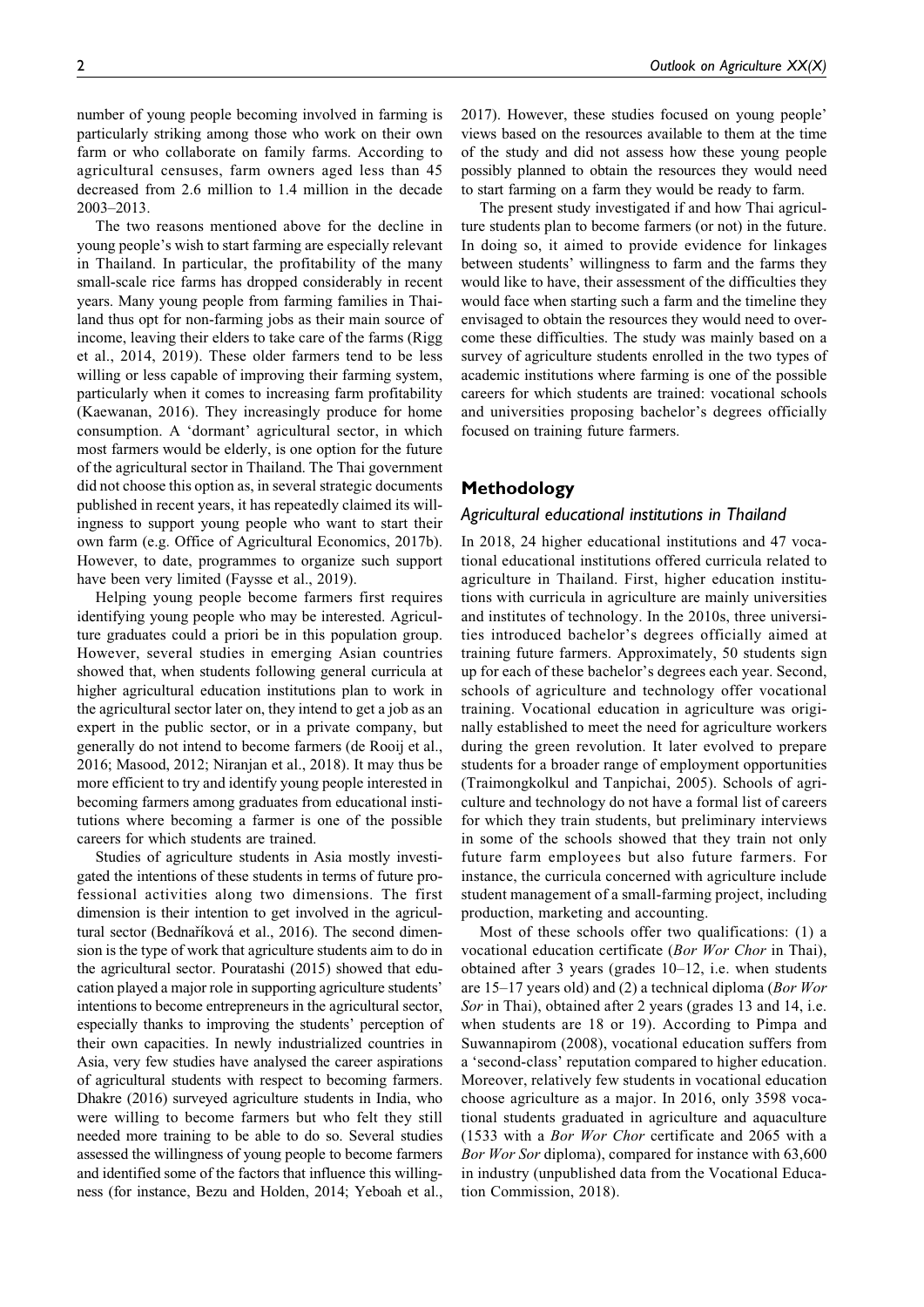number of young people becoming involved in farming is particularly striking among those who work on their own farm or who collaborate on family farms. According to agricultural censuses, farm owners aged less than 45 decreased from 2.6 million to 1.4 million in the decade 2003–2013.

The two reasons mentioned above for the decline in young people's wish to start farming are especially relevant in Thailand. In particular, the profitability of the many small-scale rice farms has dropped considerably in recent years. Many young people from farming families in Thailand thus opt for non-farming jobs as their main source of income, leaving their elders to take care of the farms (Rigg et al., 2014, 2019). These older farmers tend to be less willing or less capable of improving their farming system, particularly when it comes to increasing farm profitability (Kaewanan, 2016). They increasingly produce for home consumption. A 'dormant' agricultural sector, in which most farmers would be elderly, is one option for the future of the agricultural sector in Thailand. The Thai government did not choose this option as, in several strategic documents published in recent years, it has repeatedly claimed its willingness to support young people who want to start their own farm (e.g. Office of Agricultural Economics, 2017b). However, to date, programmes to organize such support have been very limited (Faysse et al., 2019).

Helping young people become farmers first requires identifying young people who may be interested. Agriculture graduates could a priori be in this population group. However, several studies in emerging Asian countries showed that, when students following general curricula at higher agricultural education institutions plan to work in the agricultural sector later on, they intend to get a job as an expert in the public sector, or in a private company, but generally do not intend to become farmers (de Rooij et al., 2016; Masood, 2012; Niranjan et al., 2018). It may thus be more efficient to try and identify young people interested in becoming farmers among graduates from educational institutions where becoming a farmer is one of the possible careers for which students are trained.

Studies of agriculture students in Asia mostly investigated the intentions of these students in terms of future professional activities along two dimensions. The first dimension is their intention to get involved in the agricultural sector (Bednaříková et al., 2016). The second dimension is the type of work that agriculture students aim to do in the agricultural sector. Pouratashi (2015) showed that education played a major role in supporting agriculture students' intentions to become entrepreneurs in the agricultural sector, especially thanks to improving the students' perception of their own capacities. In newly industrialized countries in Asia, very few studies have analysed the career aspirations of agricultural students with respect to becoming farmers. Dhakre (2016) surveyed agriculture students in India, who were willing to become farmers but who felt they still needed more training to be able to do so. Several studies assessed the willingness of young people to become farmers and identified some of the factors that influence this willingness (for instance, Bezu and Holden, 2014; Yeboah et al., 2017). However, these studies focused on young people' views based on the resources available to them at the time of the study and did not assess how these young people possibly planned to obtain the resources they would need to start farming on a farm they would be ready to farm.

The present study investigated if and how Thai agriculture students plan to become farmers (or not) in the future. In doing so, it aimed to provide evidence for linkages between students' willingness to farm and the farms they would like to have, their assessment of the difficulties they would face when starting such a farm and the timeline they envisaged to obtain the resources they would need to overcome these difficulties. The study was mainly based on a survey of agriculture students enrolled in the two types of academic institutions where farming is one of the possible careers for which students are trained: vocational schools and universities proposing bachelor's degrees officially focused on training future farmers.

## Methodology

### Agricultural educational institutions in Thailand

In 2018, 24 higher educational institutions and 47 vocational educational institutions offered curricula related to agriculture in Thailand. First, higher education institutions with curricula in agriculture are mainly universities and institutes of technology. In the 2010s, three universities introduced bachelor's degrees officially aimed at training future farmers. Approximately, 50 students sign up for each of these bachelor's degrees each year. Second, schools of agriculture and technology offer vocational training. Vocational education in agriculture was originally established to meet the need for agriculture workers during the green revolution. It later evolved to prepare students for a broader range of employment opportunities (Traimongkolkul and Tanpichai, 2005). Schools of agriculture and technology do not have a formal list of careers for which they train students, but preliminary interviews in some of the schools showed that they train not only future farm employees but also future farmers. For instance, the curricula concerned with agriculture include student management of a small-farming project, including production, marketing and accounting.

Most of these schools offer two qualifications: (1) a vocational education certificate (*Bor Wor Chor* in Thai), obtained after 3 years (grades 10–12, i.e. when students are 15–17 years old) and (2) a technical diploma (*Bor Wor Sor* in Thai), obtained after 2 years (grades 13 and 14, i.e. when students are 18 or 19). According to Pimpa and Suwannapirom (2008), vocational education suffers from a 'second-class' reputation compared to higher education. Moreover, relatively few students in vocational education choose agriculture as a major. In 2016, only 3598 vocational students graduated in agriculture and aquaculture (1533 with a *Bor Wor Chor* certificate and 2065 with a *Bor Wor Sor* diploma), compared for instance with 63,600 in industry (unpublished data from the Vocational Education Commission, 2018).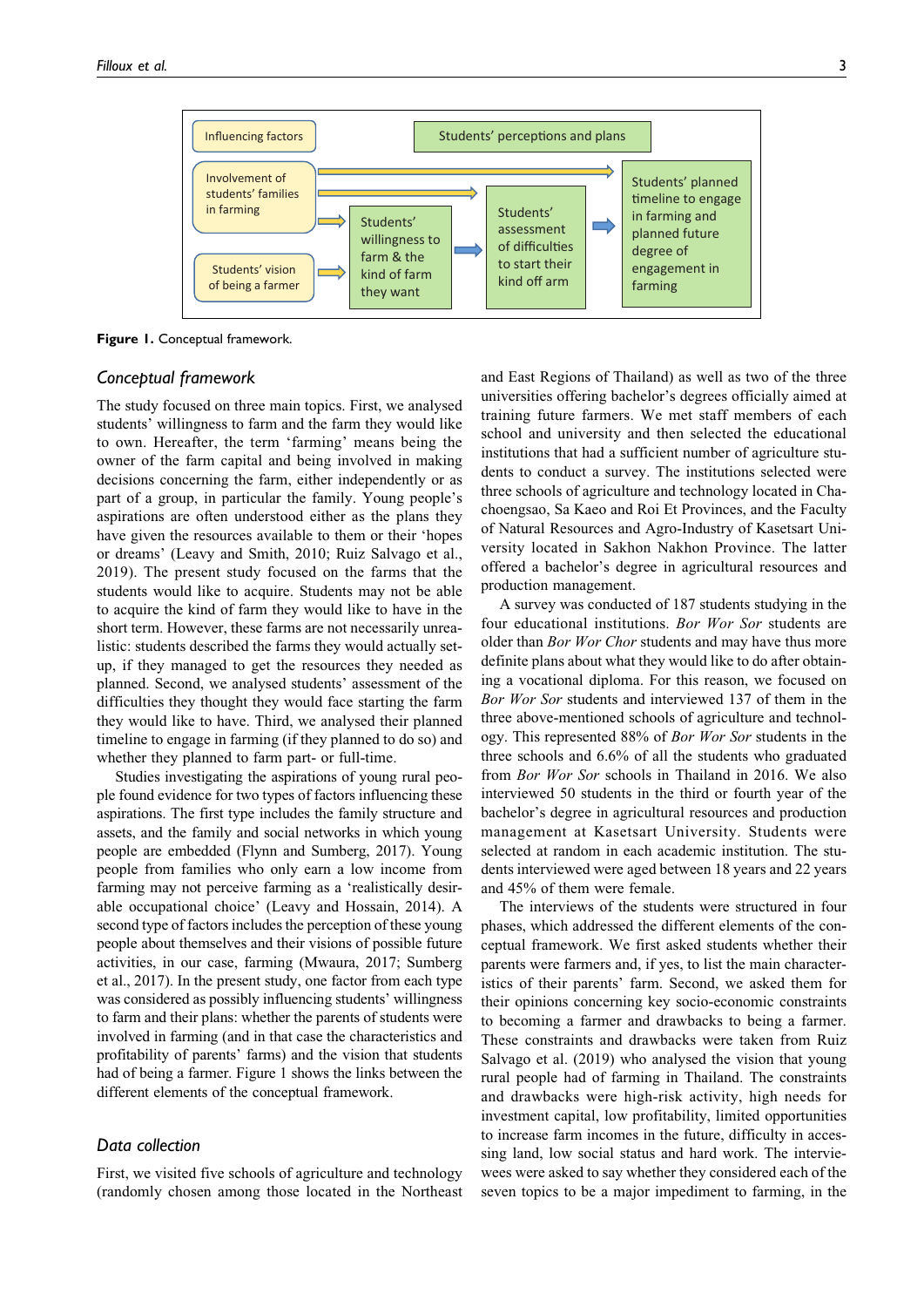Influencing factors

Students' perceptions and plans

Involvement of students' families in farming

Students' vision of being a farmer

Students' willingness to farm & the kind of farm they want

Students' assessment of difficulties to start their kind off arm

Students' planned timeline to engage in farming and planned future degree of engagement in farming

**Figure 1.** Conceptual framework.

### Conceptual framework

The study focused on three main topics. First, we analysed students' willingness to farm and the farm they would like to own. Hereafter, the term 'farming' means being the owner of the farm capital and being involved in making decisions concerning the farm, either independently or as part of a group, in particular the family. Young people's aspirations are often understood either as the plans they have given the resources available to them or their 'hopes or dreams' (Leavy and Smith, 2010; Ruiz Salvago et al., 2019). The present study focused on the farms that the students would like to acquire. Students may not be able to acquire the kind of farm they would like to have in the short term. However, these farms are not necessarily unrealistic: students described the farms they would actually set-up, if they managed to get the resources they needed as planned. Second, we analysed students' assessment of the difficulties they thought they would face starting the farm they would like to have. Third, we analysed their planned timeline to engage in farming (if they planned to do so) and whether they planned to farm part- or full-time.

Studies investigating the aspirations of young rural people found evidence for two types of factors influencing these aspirations. The first type includes the family structure and assets, and the family and social networks in which young people are embedded (Flynn and Sumberg, 2017). Young people from families who only earn a low income from farming may not perceive farming as a 'realistically desirable occupational choice' (Leavy and Hossain, 2014). A second type of factors includes the perception of these young people about themselves and their visions of possible future activities, in our case, farming (Mwaura, 2017; Sumberg et al., 2017). In the present study, one factor from each type was considered as possibly influencing students' willingness to farm and their plans: whether the parents of students were involved in farming (and in that case the characteristics and profitability of parents' farms) and the vision that students had of being a farmer. Figure 1 shows the links between the different elements of the conceptual framework.

### Data collection

First, we visited five schools of agriculture and technology (randomly chosen among those located in the Northeast and East Regions of Thailand) as well as two of the three universities offering bachelor's degrees officially aimed at training future farmers. We met staff members of each school and university and then selected the educational institutions that had a sufficient number of agriculture students to conduct a survey. The institutions selected were three schools of agriculture and technology located in Chachoengsao, Sa Kaeo and Roi Et Provinces, and the Faculty of Natural Resources and Agro-Industry of Kasetsart University located in Sakhon Nakhon Province. The latter offered a bachelor's degree in agricultural resources and production management.

A survey was conducted of 187 students studying in the four educational institutions. *Bor Wor Sor* students are older than *Bor Wor Chor* students and may have thus more definite plans about what they would like to do after obtaining a vocational diploma. For this reason, we focused on *Bor Wor Sor* students and interviewed 137 of them in the three above-mentioned schools of agriculture and technology. This represented 88% of *Bor Wor Sor* students in the three schools and 6.6% of all the students who graduated from *Bor Wor Sor* schools in Thailand in 2016. We also interviewed 50 students in the third or fourth year of the bachelor's degree in agricultural resources and production management at Kasetsart University. Students were selected at random in each academic institution. The students interviewed were aged between 18 years and 22 years and 45% of them were female.

The interviews of the students were structured in four phases, which addressed the different elements of the conceptual framework. We first asked students whether their parents were farmers and, if yes, to list the main characteristics of their parents' farm. Second, we asked them for their opinions concerning key socio-economic constraints to becoming a farmer and drawbacks to being a farmer. These constraints and drawbacks were taken from Ruiz Salvago et al. (2019) who analysed the vision that young rural people had of farming in Thailand. The constraints and drawbacks were high-risk activity, high needs for investment capital, low profitability, limited opportunities to increase farm incomes in the future, difficulty in accessing land, low social status and hard work. The interviewees were asked to say whether they considered each of the seven topics to be a major impediment to farming, in the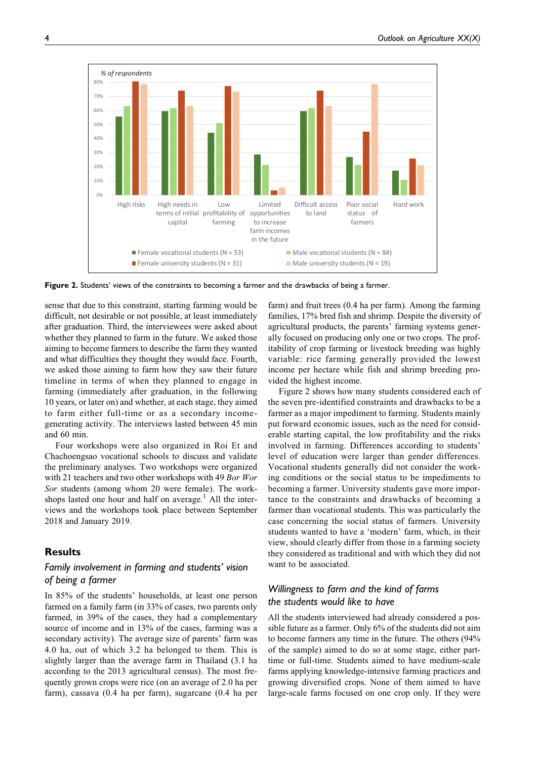% of respondents

80%
70%
60%
50%
40%
30%
20%
10%
0%

High risks
High needs in terms of initial capital
Low profitability of farming
Limited opportunities to increase farm incomes in the future
Difficult access to land
Poor social status of farmers
Hard work

Female vocational students (N = 53)
Male vocational students (N = 84)
Female university students (N = 31)
Male university students (N = 19)

**Figure 2.** Students' views of the constraints to becoming a farmer and the drawbacks of being a farmer.

sense that due to this constraint, starting farming would be difficult, not desirable or not possible, at least immediately after graduation. Third, the interviewees were asked about whether they planned to farm in the future. We asked those aiming to become farmers to describe the farm they wanted and what difficulties they thought they would face. Fourth, we asked those aiming to farm how they saw their future timeline in terms of when they planned to engage in farming (immediately after graduation, in the following 10 years, or later on) and whether, at each stage, they aimed to farm either full-time or as a secondary income-generating activity. The interviews lasted between 45 min and 60 min.

Four workshops were also organized in Roi Et and Chachoengsao vocational schools to discuss and validate the preliminary analyses. Two workshops were organized with 21 teachers and two other workshops with 49 *Bor Wor Sor* students (among whom 20 were female). The workshops lasted one hour and half on average.[1] All the interviews and the workshops took place between September 2018 and January 2019.

## Results

### Family involvement in farming and students' vision of being a farmer

In 85% of the students' households, at least one person farmed on a family farm (in 33% of cases, two parents only farmed, in 39% of the cases, they had a complementary source of income and in 13% of the cases, farming was a secondary activity). The average size of parents' farm was 4.0 ha, out of which 3.2 ha belonged to them. This is slightly larger than the average farm in Thailand (3.1 ha according to the 2013 agricultural census). The most frequently grown crops were rice (on an average of 2.0 ha per farm), cassava (0.4 ha per farm), sugarcane (0.4 ha per farm) and fruit trees (0.4 ha per farm). Among the farming families, 17% bred fish and shrimp. Despite the diversity of agricultural products, the parents' farming systems generally focused on producing only one or two crops. The profitability of crop farming or livestock breeding was highly variable: rice farming generally provided the lowest income per hectare while fish and shrimp breeding provided the highest income.

Figure 2 shows how many students considered each of the seven pre-identified constraints and drawbacks to be a farmer as a major impediment to farming. Students mainly put forward economic issues, such as the need for considerable starting capital, the low profitability and the risks involved in farming. Differences according to students' level of education were larger than gender differences. Vocational students generally did not consider the working conditions or the social status to be impediments to becoming a farmer. University students gave more importance to the constraints and drawbacks of becoming a farmer than vocational students. This was particularly the case concerning the social status of farmers. University students wanted to have a 'modern' farm, which, in their view, should clearly differ from those in a farming society they considered as traditional and with which they did not want to be associated.

### Willingness to farm and the kind of farms the students would like to have

All the students interviewed had already considered a possible future as a farmer. Only 6% of the students did not aim to become farmers any time in the future. The others (94% of the sample) aimed to do so at some stage, either part-time or full-time. Students aimed to have medium-scale farms applying knowledge-intensive farming practices and growing diversified crops. None of them aimed to have large-scale farms focused on one crop only. If they were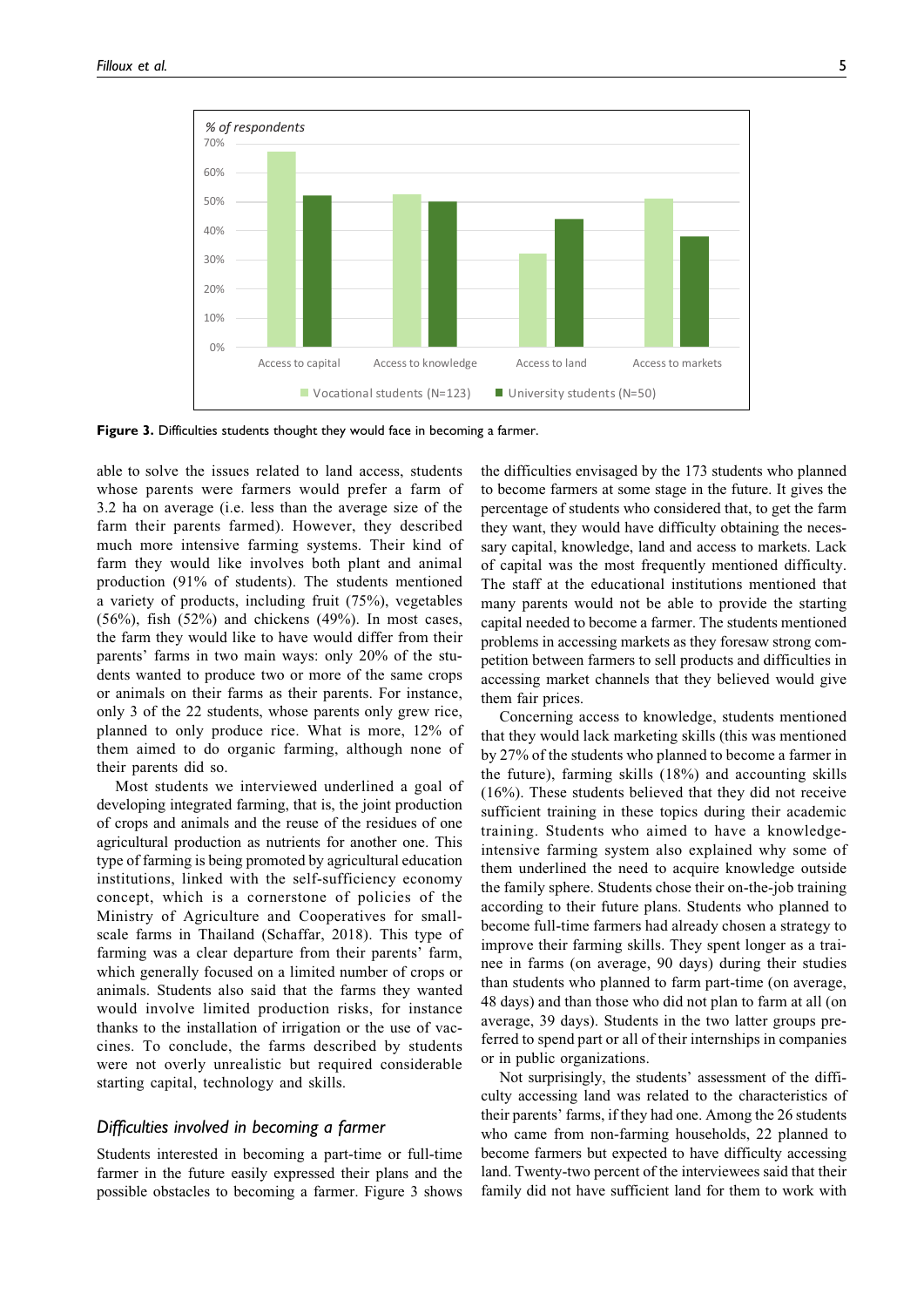% of respondents

70%
60%
50%
40%
30%
20%
10%
0%

Access to capital
Access to knowledge
Access to land
Access to markets

Vocational students (N=123)
University students (N=50)

**Figure 3.** Difficulties students thought they would face in becoming a farmer.

able to solve the issues related to land access, students whose parents were farmers would prefer a farm of 3.2 ha on average (i.e. less than the average size of the farm their parents farmed). However, they described much more intensive farming systems. Their kind of farm they would like involves both plant and animal production (91% of students). The students mentioned a variety of products, including fruit (75%), vegetables (56%), fish (52%) and chickens (49%). In most cases, the farm they would like to have would differ from their parents' farms in two main ways: only 20% of the students wanted to produce two or more of the same crops or animals on their farms as their parents. For instance, only 3 of the 22 students, whose parents only grew rice, planned to only produce rice. What is more, 12% of them aimed to do organic farming, although none of their parents did so.

Most students we interviewed underlined a goal of developing integrated farming, that is, the joint production of crops and animals and the reuse of the residues of one agricultural production as nutrients for another one. This type of farming is being promoted by agricultural education institutions, linked with the self-sufficiency economy concept, which is a cornerstone of policies of the Ministry of Agriculture and Cooperatives for small-scale farms in Thailand (Schaffar, 2018). This type of farming was a clear departure from their parents' farm, which generally focused on a limited number of crops or animals. Students also said that the farms they wanted would involve limited production risks, for instance thanks to the installation of irrigation or the use of vaccines. To conclude, the farms described by students were not overly unrealistic but required considerable starting capital, technology and skills.

## Difficulties involved in becoming a farmer

Students interested in becoming a part-time or full-time farmer in the future easily expressed their plans and the possible obstacles to becoming a farmer. Figure 3 shows the difficulties envisaged by the 173 students who planned to become farmers at some stage in the future. It gives the percentage of students who considered that, to get the farm they want, they would have difficulty obtaining the necessary capital, knowledge, land and access to markets. Lack of capital was the most frequently mentioned difficulty. The staff at the educational institutions mentioned that many parents would not be able to provide the starting capital needed to become a farmer. The students mentioned problems in accessing markets as they foresaw strong competition between farmers to sell products and difficulties in accessing market channels that they believed would give them fair prices.

Concerning access to knowledge, students mentioned that they would lack marketing skills (this was mentioned by 27% of the students who planned to become a farmer in the future), farming skills (18%) and accounting skills (16%). These students believed that they did not receive sufficient training in these topics during their academic training. Students who aimed to have a knowledge-intensive farming system also explained why some of them underlined the need to acquire knowledge outside the family sphere. Students chose their on-the-job training according to their future plans. Students who planned to become full-time farmers had already chosen a strategy to improve their farming skills. They spent longer as a trainee in farms (on average, 90 days) during their studies than students who planned to farm part-time (on average, 48 days) and than those who did not plan to farm at all (on average, 39 days). Students in the two latter groups preferred to spend part or all of their internships in companies or in public organizations.

Not surprisingly, the students' assessment of the difficulty accessing land was related to the characteristics of their parents' farms, if they had one. Among the 26 students who came from non-farming households, 22 planned to become farmers but expected to have difficulty accessing land. Twenty-two percent of the interviewees said that their family did not have sufficient land for them to work with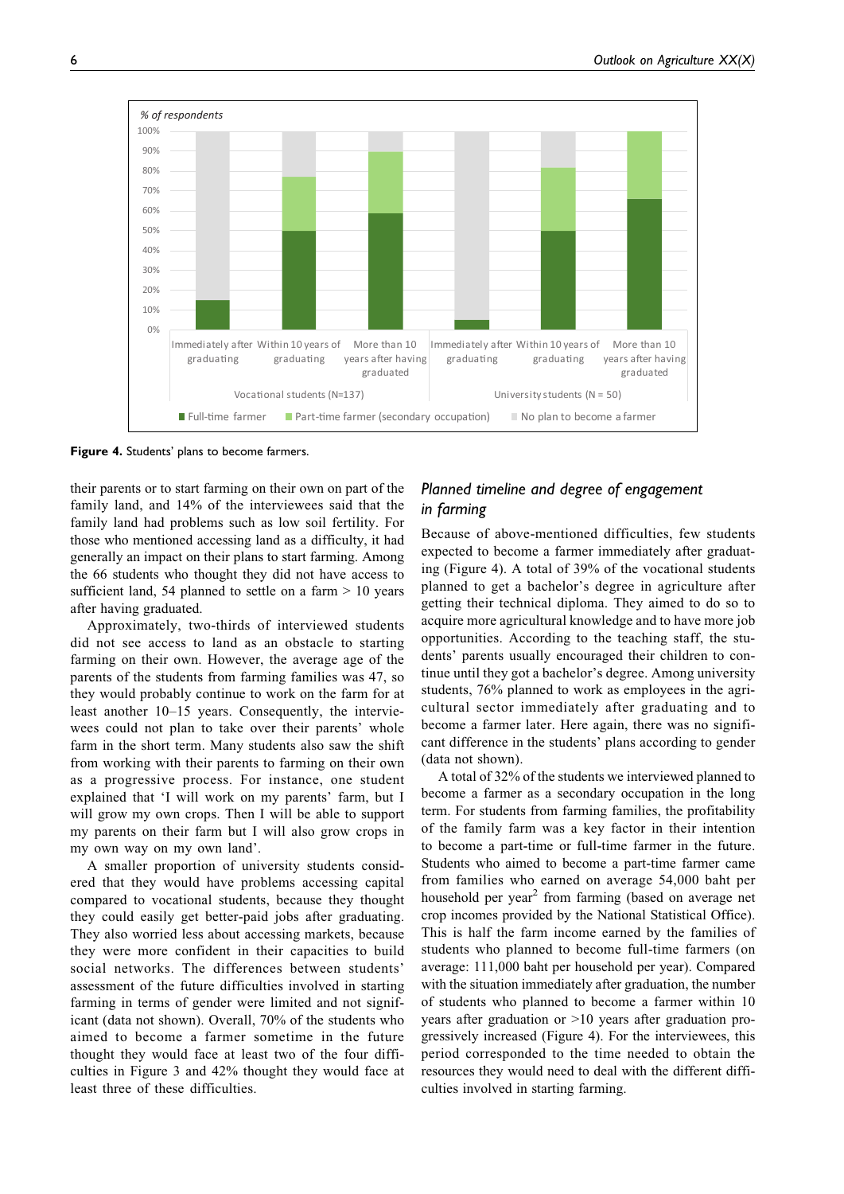% of respondents

100%
90%
80%
70%
60%
50%
40%
30%
20%
10%
0%

Immediately after graduating
Within 10 years of graduating
More than 10 years after having graduated

Vocational students (N=137)

Immediately after graduating
Within 10 years of graduating
More than 10 years after having graduated

University students (N = 50)

Full-time farmer
Part-time farmer (secondary occupation)
No plan to become a farmer

**Figure 4.** Students' plans to become farmers.

their parents or to start farming on their own on part of the family land, and 14% of the interviewees said that the family land had problems such as low soil fertility. For those who mentioned accessing land as a difficulty, it had generally an impact on their plans to start farming. Among the 66 students who thought they did not have access to sufficient land, 54 planned to settle on a farm > 10 years after having graduated.

Approximately, two-thirds of interviewed students did not see access to land as an obstacle to starting farming on their own. However, the average age of the parents of the students from farming families was 47, so they would probably continue to work on the farm for at least another 10–15 years. Consequently, the interviewees could not plan to take over their parents' whole farm in the short term. Many students also saw the shift from working with their parents to farming on their own as a progressive process. For instance, one student explained that 'I will work on my parents' farm, but I will grow my own crops. Then I will be able to support my parents on their farm but I will also grow crops in my own way on my own land'.

A smaller proportion of university students considered that they would have problems accessing capital compared to vocational students, because they thought they could easily get better-paid jobs after graduating. They also worried less about accessing markets, because they were more confident in their capacities to build social networks. The differences between students' assessment of the future difficulties involved in starting farming in terms of gender were limited and not significant (data not shown). Overall, 70% of the students who aimed to become a farmer sometime in the future thought they would face at least two of the four difficulties in Figure 3 and 42% thought they would face at least three of these difficulties.

## *Planned timeline and degree of engagement in farming*

Because of above-mentioned difficulties, few students expected to become a farmer immediately after graduating (Figure 4). A total of 39% of the vocational students planned to get a bachelor's degree in agriculture after getting their technical diploma. They aimed to do so to acquire more agricultural knowledge and to have more job opportunities. According to the teaching staff, the students' parents usually encouraged their children to continue until they got a bachelor's degree. Among university students, 76% planned to work as employees in the agricultural sector immediately after graduating and to become a farmer later. Here again, there was no significant difference in the students' plans according to gender (data not shown).

A total of 32% of the students we interviewed planned to become a farmer as a secondary occupation in the long term. For students from farming families, the profitability of the family farm was a key factor in their intention to become a part-time or full-time farmer in the future. Students who aimed to become a part-time farmer came from families who earned on average 54,000 baht per household per year[2] from farming (based on average net crop incomes provided by the National Statistical Office). This is half the farm income earned by the families of students who planned to become full-time farmers (on average: 111,000 baht per household per year). Compared with the situation immediately after graduation, the number of students who planned to become a farmer within 10 years after graduation or >10 years after graduation progressively increased (Figure 4). For the interviewees, this period corresponded to the time needed to obtain the resources they would need to deal with the different difficulties involved in starting farming.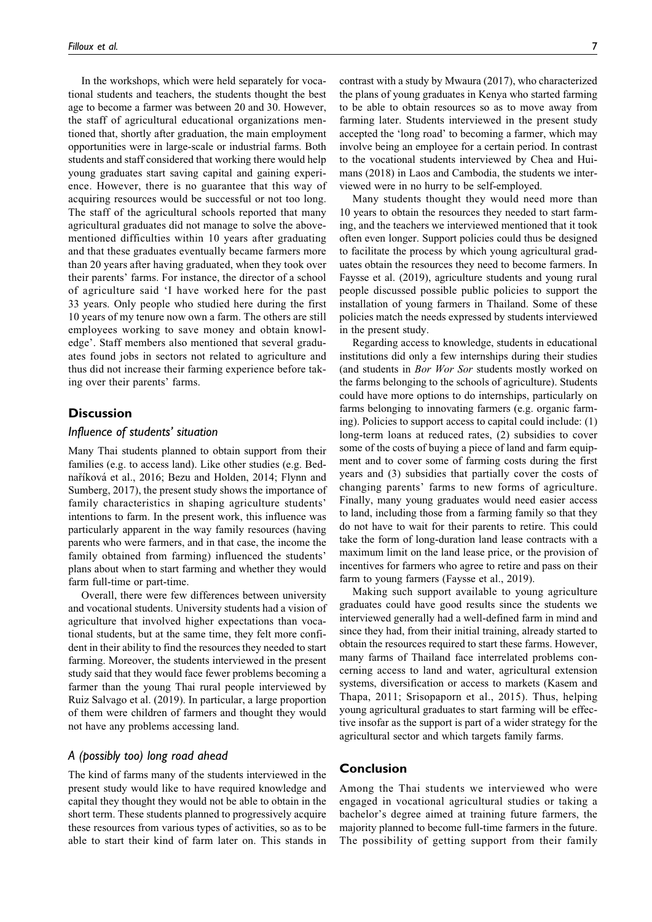In the workshops, which were held separately for vocational students and teachers, the students thought the best age to become a farmer was between 20 and 30. However, the staff of agricultural educational organizations mentioned that, shortly after graduation, the main employment opportunities were in large-scale or industrial farms. Both students and staff considered that working there would help young graduates start saving capital and gaining experience. However, there is no guarantee that this way of acquiring resources would be successful or not too long. The staff of the agricultural schools reported that many agricultural graduates did not manage to solve the above-mentioned difficulties within 10 years after graduating and that these graduates eventually became farmers more than 20 years after having graduated, when they took over their parents' farms. For instance, the director of a school of agriculture said 'I have worked here for the past 33 years. Only people who studied here during the first 10 years of my tenure now own a farm. The others are still employees working to save money and obtain knowledge'. Staff members also mentioned that several graduates found jobs in sectors not related to agriculture and thus did not increase their farming experience before taking over their parents' farms.

## Discussion

### *Influence of students' situation*

Many Thai students planned to obtain support from their families (e.g. to access land). Like other studies (e.g. Bednaříková et al., 2016; Bezu and Holden, 2014; Flynn and Sumberg, 2017), the present study shows the importance of family characteristics in shaping agriculture students' intentions to farm. In the present work, this influence was particularly apparent in the way family resources (having parents who were farmers, and in that case, the income the family obtained from farming) influenced the students' plans about when to start farming and whether they would farm full-time or part-time.

Overall, there were few differences between university and vocational students. University students had a vision of agriculture that involved higher expectations than vocational students, but at the same time, they felt more confident in their ability to find the resources they needed to start farming. Moreover, the students interviewed in the present study said that they would face fewer problems becoming a farmer than the young Thai rural people interviewed by Ruiz Salvago et al. (2019). In particular, a large proportion of them were children of farmers and thought they would not have any problems accessing land.

### *A (possibly too) long road ahead*

The kind of farms many of the students interviewed in the present study would like to have required knowledge and capital they thought they would not be able to obtain in the short term. These students planned to progressively acquire these resources from various types of activities, so as to be able to start their kind of farm later on. This stands in contrast with a study by Mwaura (2017), who characterized the plans of young graduates in Kenya who started farming to be able to obtain resources so as to move away from farming later. Students interviewed in the present study accepted the 'long road' to becoming a farmer, which may involve being an employee for a certain period. In contrast to the vocational students interviewed by Chea and Huimans (2018) in Laos and Cambodia, the students we interviewed were in no hurry to be self-employed.

Many students thought they would need more than 10 years to obtain the resources they needed to start farming, and the teachers we interviewed mentioned that it took often even longer. Support policies could thus be designed to facilitate the process by which young agricultural graduates obtain the resources they need to become farmers. In Faysse et al. (2019), agriculture students and young rural people discussed possible public policies to support the installation of young farmers in Thailand. Some of these policies match the needs expressed by students interviewed in the present study.

Regarding access to knowledge, students in educational institutions did only a few internships during their studies (and students in *Bor Wor Sor* students mostly worked on the farms belonging to the schools of agriculture). Students could have more options to do internships, particularly on farms belonging to innovating farmers (e.g. organic farming). Policies to support access to capital could include: (1) long-term loans at reduced rates, (2) subsidies to cover some of the costs of buying a piece of land and farm equipment and to cover some of farming costs during the first years and (3) subsidies that partially cover the costs of changing parents' farms to new forms of agriculture. Finally, many young graduates would need easier access to land, including those from a farming family so that they do not have to wait for their parents to retire. This could take the form of long-duration land lease contracts with a maximum limit on the land lease price, or the provision of incentives for farmers who agree to retire and pass on their farm to young farmers (Faysse et al., 2019).

Making such support available to young agriculture graduates could have good results since the students we interviewed generally had a well-defined farm in mind and since they had, from their initial training, already started to obtain the resources required to start these farms. However, many farms of Thailand face interrelated problems concerning access to land and water, agricultural extension systems, diversification or access to markets (Kasem and Thapa, 2011; Srisopaporn et al., 2015). Thus, helping young agricultural graduates to start farming will be effective insofar as the support is part of a wider strategy for the agricultural sector and which targets family farms.

## Conclusion

Among the Thai students we interviewed who were engaged in vocational agricultural studies or taking a bachelor's degree aimed at training future farmers, the majority planned to become full-time farmers in the future. The possibility of getting support from their family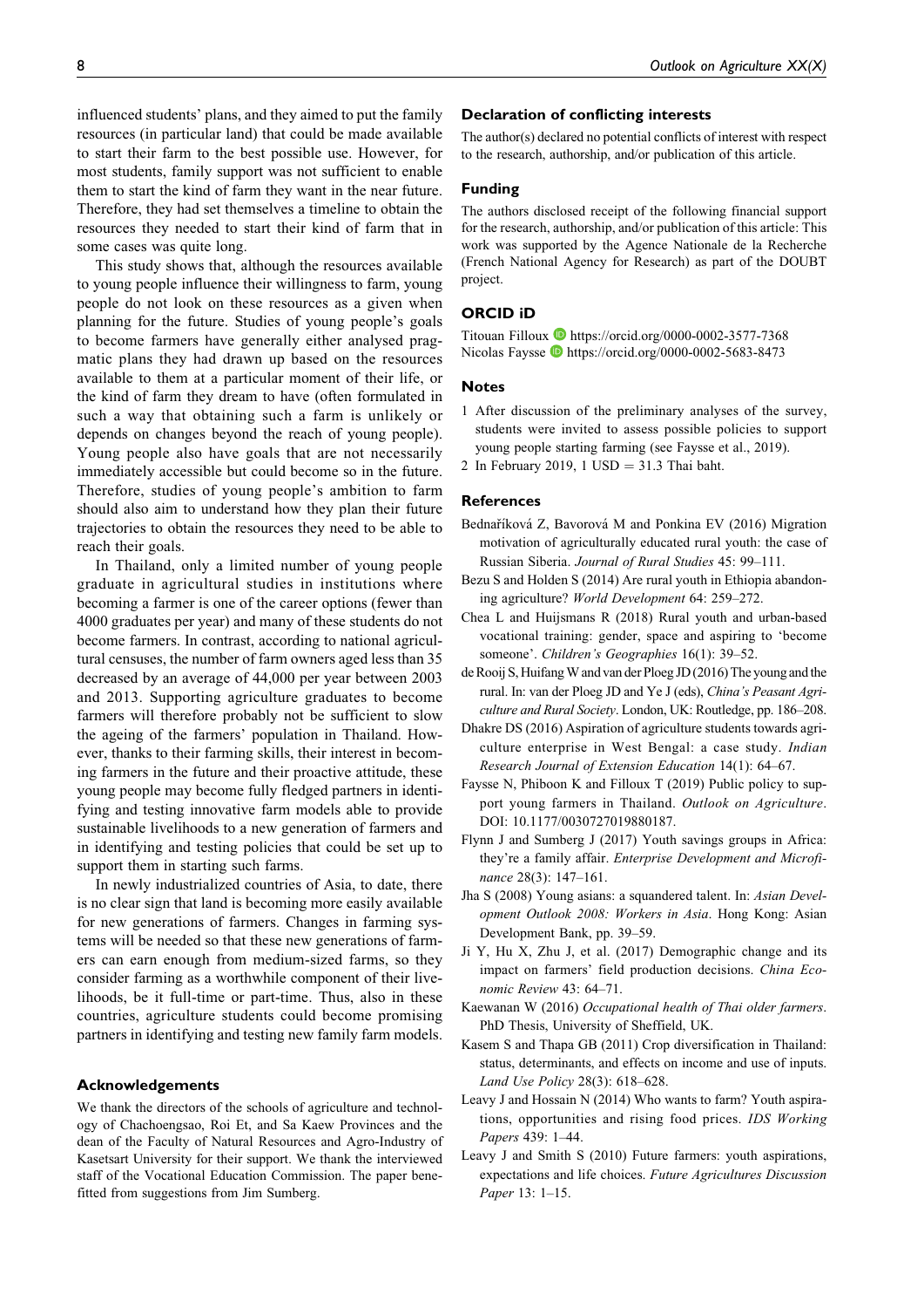influenced students' plans, and they aimed to put the family resources (in particular land) that could be made available to start their farm to the best possible use. However, for most students, family support was not sufficient to enable them to start the kind of farm they want in the near future. Therefore, they had set themselves a timeline to obtain the resources they needed to start their kind of farm that in some cases was quite long.

This study shows that, although the resources available to young people influence their willingness to farm, young people do not look on these resources as a given when planning for the future. Studies of young people's goals to become farmers have generally either analysed pragmatic plans they had drawn up based on the resources available to them at a particular moment of their life, or the kind of farm they dream to have (often formulated in such a way that obtaining such a farm is unlikely or depends on changes beyond the reach of young people). Young people also have goals that are not necessarily immediately accessible but could become so in the future. Therefore, studies of young people's ambition to farm should also aim to understand how they plan their future trajectories to obtain the resources they need to be able to reach their goals.

In Thailand, only a limited number of young people graduate in agricultural studies in institutions where becoming a farmer is one of the career options (fewer than 4000 graduates per year) and many of these students do not become farmers. In contrast, according to national agricultural censuses, the number of farm owners aged less than 35 decreased by an average of 44,000 per year between 2003 and 2013. Supporting agriculture graduates to become farmers will therefore probably not be sufficient to slow the ageing of the farmers' population in Thailand. However, thanks to their farming skills, their interest in becoming farmers in the future and their proactive attitude, these young people may become fully fledged partners in identifying and testing innovative farm models able to provide sustainable livelihoods to a new generation of farmers and in identifying and testing policies that could be set up to support them in starting such farms.

In newly industrialized countries of Asia, to date, there is no clear sign that land is becoming more easily available for new generations of farmers. Changes in farming systems will be needed so that these new generations of farmers can earn enough from medium-sized farms, so they consider farming as a worthwhile component of their livelihoods, be it full-time or part-time. Thus, also in these countries, agriculture students could become promising partners in identifying and testing new family farm models.

## Acknowledgements

We thank the directors of the schools of agriculture and technology of Chachoengsao, Roi Et, and Sa Kaew Provinces and the dean of the Faculty of Natural Resources and Agro-Industry of Kasetsart University for their support. We thank the interviewed staff of the Vocational Education Commission. The paper benefitted from suggestions from Jim Sumberg.

## Declaration of conflicting interests

The author(s) declared no potential conflicts of interest with respect to the research, authorship, and/or publication of this article.

## Funding

The authors disclosed receipt of the following financial support for the research, authorship, and/or publication of this article: This work was supported by the Agence Nationale de la Recherche (French National Agency for Research) as part of the DOUBT project.

## ORCID iD

Titouan Filloux https://orcid.org/0000-0002-3577-7368
Nicolas Faysse https://orcid.org/0000-0002-5683-8473

## Notes

1. After discussion of the preliminary analyses of the survey, students were invited to assess possible policies to support young people starting farming (see Faysse et al., 2019).
2. In February 2019, 1 USD = 31.3 Thai baht.

## References

Bednaříková Z, Bavorová M and Ponkina EV (2016) Migration motivation of agriculturally educated rural youth: the case of Russian Siberia. *Journal of Rural Studies* 45: 99–111.

Bezu S and Holden S (2014) Are rural youth in Ethiopia abandoning agriculture? *World Development* 64: 259–272.

Chea L and Huijsmans R (2018) Rural youth and urban-based vocational training: gender, space and aspiring to 'become someone'. *Children's Geographies* 16(1): 39–52.

de Rooij S, Huifang W and van der Ploeg JD (2016) The young and the rural. In: van der Ploeg JD and Ye J (eds), *China's Peasant Agriculture and Rural Society*. London, UK: Routledge, pp. 186–208.

Dhakre DS (2016) Aspiration of agriculture students towards agriculture enterprise in West Bengal: a case study. *Indian Research Journal of Extension Education* 14(1): 64–67.

Faysse N, Phiboon K and Filloux T (2019) Public policy to support young farmers in Thailand. *Outlook on Agriculture*. DOI: 10.1177/0030727019880187.

Flynn J and Sumberg J (2017) Youth savings groups in Africa: they're a family affair. *Enterprise Development and Microfinance* 28(3): 147–161.

Jha S (2008) Young asians: a squandered talent. In: *Asian Development Outlook 2008: Workers in Asia*. Hong Kong: Asian Development Bank, pp. 39–59.

Ji Y, Hu X, Zhu J, et al. (2017) Demographic change and its impact on farmers' field production decisions. *China Economic Review* 43: 64–71.

Kaewanan W (2016) *Occupational health of Thai older farmers*. PhD Thesis, University of Sheffield, UK.

Kasem S and Thapa GB (2011) Crop diversification in Thailand: status, determinants, and effects on income and use of inputs. *Land Use Policy* 28(3): 618–628.

Leavy J and Hossain N (2014) Who wants to farm? Youth aspirations, opportunities and rising food prices. *IDS Working Papers* 439: 1–44.

Leavy J and Smith S (2010) Future farmers: youth aspirations, expectations and life choices. *Future Agricultures Discussion Paper* 13: 1–15.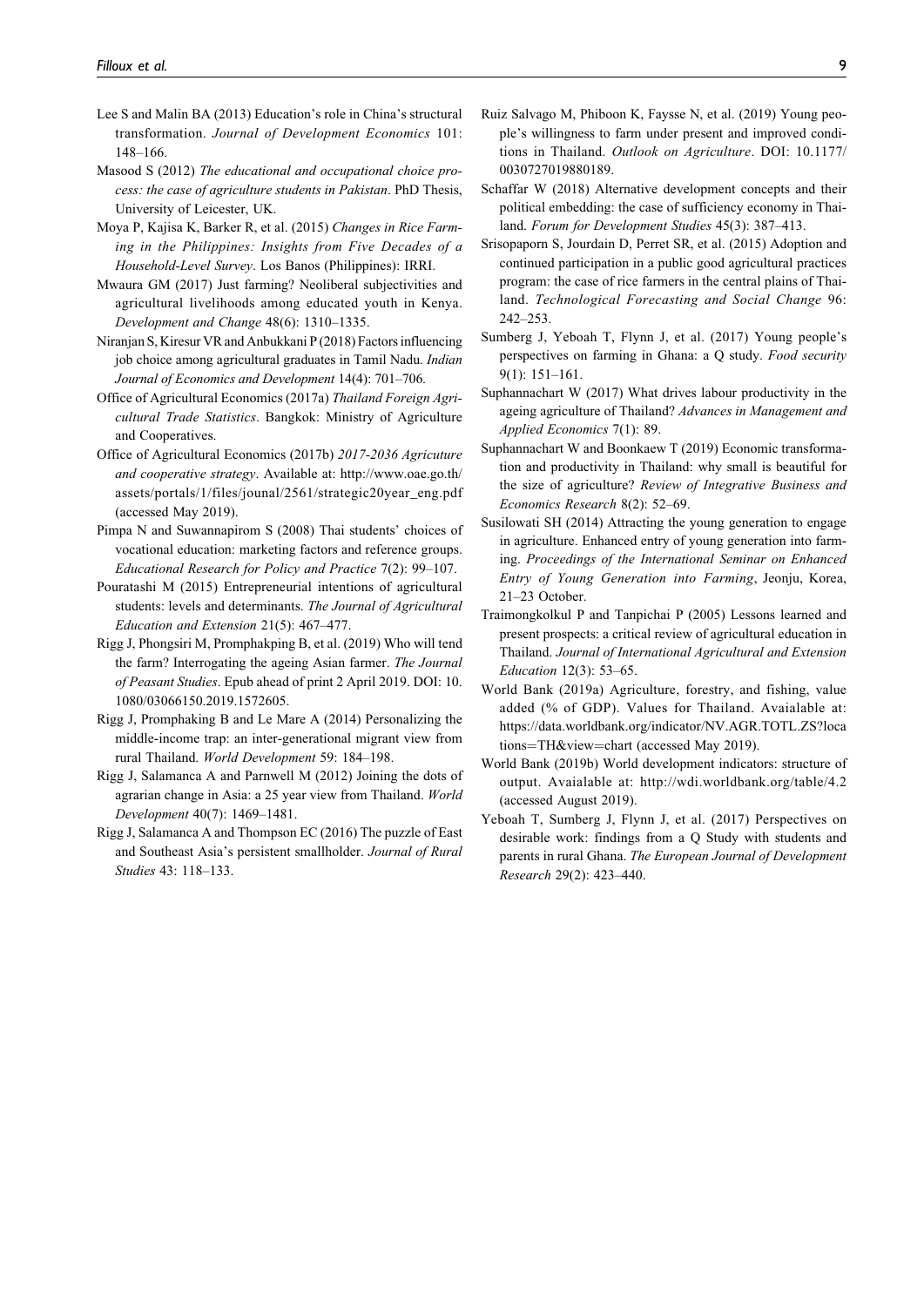Lee S and Malin BA (2013) Education's role in China's structural transformation. *Journal of Development Economics* 101: 148–166.

Masood S (2012) *The educational and occupational choice process: the case of agriculture students in Pakistan*. PhD Thesis, University of Leicester, UK.

Moya P, Kajisa K, Barker R, et al. (2015) *Changes in Rice Farming in the Philippines: Insights from Five Decades of a Household-Level Survey*. Los Banos (Philippines): IRRI.

Mwaura GM (2017) Just farming? Neoliberal subjectivities and agricultural livelihoods among educated youth in Kenya. *Development and Change* 48(6): 1310–1335.

Niranjan S, Kiresur VR and Anbukkani P (2018) Factors influencing job choice among agricultural graduates in Tamil Nadu. *Indian Journal of Economics and Development* 14(4): 701–706.

Office of Agricultural Economics (2017a) *Thailand Foreign Agricultural Trade Statistics*. Bangkok: Ministry of Agriculture and Cooperatives.

Office of Agricultural Economics (2017b) *2017-2036 Agriculture and cooperative strategy*. Available at: http://www.oae.go.th/assets/portals/1/files/jounal/2561/strategic20year_eng.pdf (accessed May 2019).

Pimpa N and Suwannapirom S (2008) Thai students' choices of vocational education: marketing factors and reference groups. *Educational Research for Policy and Practice* 7(2): 99–107.

Pouratashi M (2015) Entrepreneurial intentions of agricultural students: levels and determinants. *The Journal of Agricultural Education and Extension* 21(5): 467–477.

Rigg J, Phongsiri M, Promphakping B, et al. (2019) Who will tend the farm? Interrogating the ageing Asian farmer. *The Journal of Peasant Studies*. Epub ahead of print 2 April 2019. DOI: 10.1080/03066150.2019.1572605.

Rigg J, Promphaking B and Le Mare A (2014) Personalizing the middle-income trap: an inter-generational migrant view from rural Thailand. *World Development* 59: 184–198.

Rigg J, Salamanca A and Parnwell M (2012) Joining the dots of agrarian change in Asia: a 25 year view from Thailand. *World Development* 40(7): 1469–1481.

Rigg J, Salamanca A and Thompson EC (2016) The puzzle of East and Southeast Asia's persistent smallholder. *Journal of Rural Studies* 43: 118–133.

Ruiz Salvago M, Phiboon K, Faysse N, et al. (2019) Young people's willingness to farm under present and improved conditions in Thailand. *Outlook on Agriculture*. DOI: 10.1177/0030727019880189.

Schaffar W (2018) Alternative development concepts and their political embedding: the case of sufficiency economy in Thailand. *Forum for Development Studies* 45(3): 387–413.

Srisopaporn S, Jourdain D, Perret SR, et al. (2015) Adoption and continued participation in a public good agricultural practices program: the case of rice farmers in the central plains of Thailand. *Technological Forecasting and Social Change* 96: 242–253.

Sumberg J, Yeboah T, Flynn J, et al. (2017) Young people's perspectives on farming in Ghana: a Q study. *Food security* 9(1): 151–161.

Suphannachart W (2017) What drives labour productivity in the ageing agriculture of Thailand? *Advances in Management and Applied Economics* 7(1): 89.

Suphannachart W and Boonkaew T (2019) Economic transformation and productivity in Thailand: why small is beautiful for the size of agriculture? *Review of Integrative Business and Economics Research* 8(2): 52–69.

Susilowati SH (2014) Attracting the young generation to engage in agriculture. Enhanced entry of young generation into farming. *Proceedings of the International Seminar on Enhanced Entry of Young Generation into Farming*, Jeonju, Korea, 21–23 October.

Traimongkolkul P and Tanpichai P (2005) Lessons learned and present prospects: a critical review of agricultural education in Thailand. *Journal of International Agricultural and Extension Education* 12(3): 53–65.

World Bank (2019a) Agriculture, forestry, and fishing, value added (% of GDP). Values for Thailand. Avaialable at: https://data.worldbank.org/indicator/NV.AGR.TOTL.ZS?locations=TH&view=chart (accessed May 2019).

World Bank (2019b) World development indicators: structure of output. Avaialable at: http://wdi.worldbank.org/table/4.2 (accessed August 2019).

Yeboah T, Sumberg J, Flynn J, et al. (2017) Perspectives on desirable work: findings from a Q Study with students and parents in rural Ghana. *The European Journal of Development Research* 29(2): 423–440.